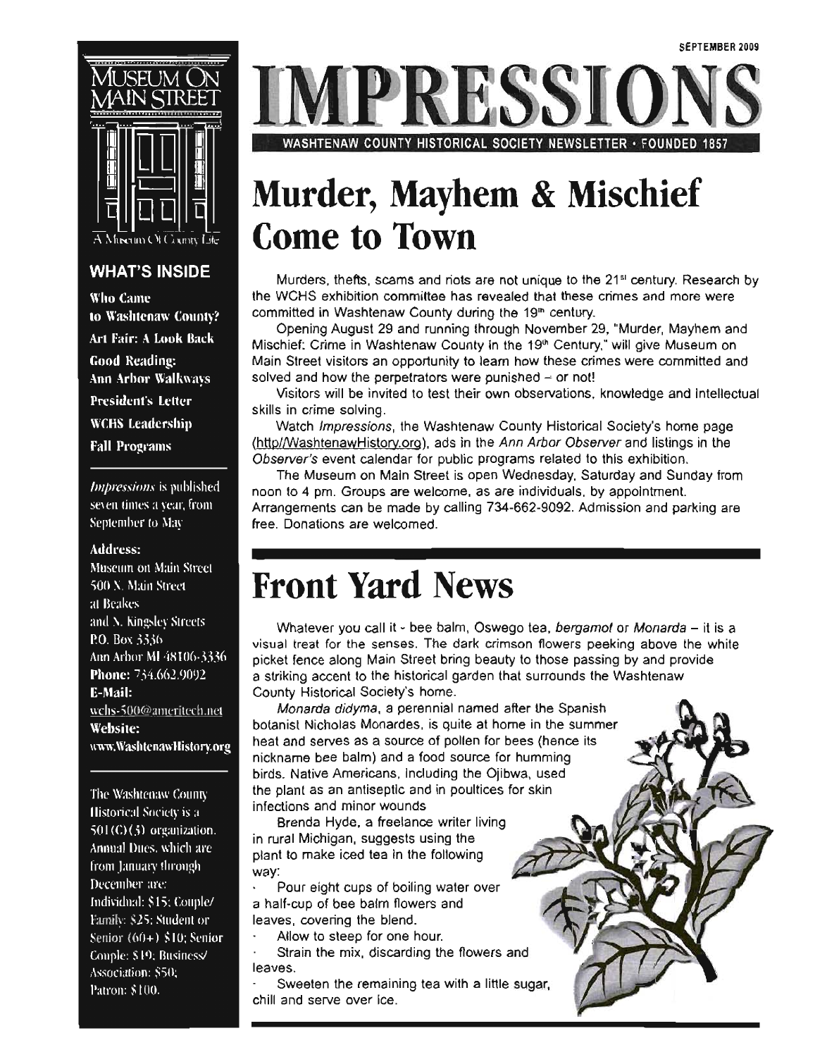SEPTEMBER 2009

# IMPRESSIONS

WASHTENAW COUNTY HISTORICAL SOCIETY NEWSLETTER · FOUNDED 1857

MUSEUM ON MAIN STREET

A Museum Of County Life

### WHAT'S INSIDE

**Who Came to Washtenaw County?**

**Art Fair: A Look Back**

**Good Reading: Ann Arbor Walkways**

**President's Letter**

**WCHS Leadership**

**Fall Programs**

*Impressions* is published seven times a year, from September to May

**Address:**
Museum on Main Street
500 N. Main Street
at Beakes
and N. Kingsley Streets
P.O. Box 3336
Ann Arbor MI 48106-3336
**Phone:** 734.662.9092
**E-Mail:**
wchs-500@ameritech.net
**Website:**
www.WashtenawHistory.org

The Washtenaw County Historical Society is a 501(C)(3) organization. Annual Dues, which are from January through December are: Individual: $15; Couple/Family: $25; Student or Senior (60+) $10; Senior Couple: $19; Business/Association: $50; Patron: $100.

# Murder, Mayhem & Mischief Come to Town

Murders, thefts, scams and riots are not unique to the 21st century. Research by the WCHS exhibition committee has revealed that these crimes and more were committed in Washtenaw County during the 19th century.

Opening August 29 and running through November 29, "Murder, Mayhem and Mischief: Crime in Washtenaw County in the 19th Century," will give Museum on Main Street visitors an opportunity to learn how these crimes were committed and solved and how the perpetrators were punished – or not!

Visitors will be invited to test their own observations, knowledge and intellectual skills in crime solving.

Watch *Impressions*, the Washtenaw County Historical Society's home page (http//WashtenawHistory.org), ads in the *Ann Arbor Observer* and listings in the *Observer's* event calendar for public programs related to this exhibition.

The Museum on Main Street is open Wednesday, Saturday and Sunday from noon to 4 pm. Groups are welcome, as are individuals, by appointment. Arrangements can be made by calling 734-662-9092. Admission and parking are free. Donations are welcomed.

# Front Yard News

Whatever you call it - bee balm, Oswego tea, *bergamot* or *Monarda* – it is a visual treat for the senses. The dark crimson flowers peeking above the white picket fence along Main Street bring beauty to those passing by and provide a striking accent to the historical garden that surrounds the Washtenaw County Historical Society's home.

*Monarda didyma*, a perennial named after the Spanish botanist Nicholas Monardes, is quite at home in the summer heat and serves as a source of pollen for bees (hence its nickname bee balm) and a food source for humming birds. Native Americans, including the Ojibwa, used the plant as an antiseptic and in poultices for skin infections and minor wounds

Brenda Hyde, a freelance writer living in rural Michigan, suggests using the plant to make iced tea in the following way:

- Pour eight cups of boiling water over a half-cup of bee balm flowers and leaves, covering the blend.
- Allow to steep for one hour.
- Strain the mix, discarding the flowers and leaves.
- Sweeten the remaining tea with a little sugar, chill and serve over ice.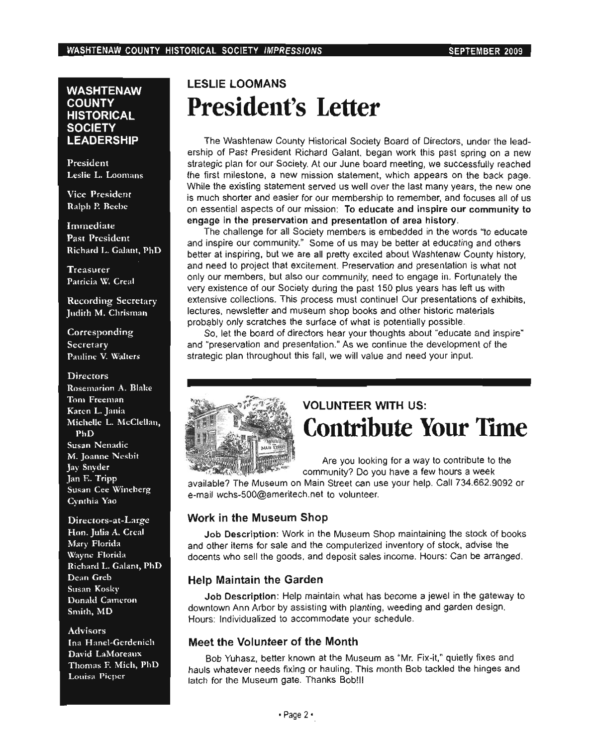## WASHTENAW COUNTY HISTORICAL SOCIETY LEADERSHIP

**President**
Leslie L. Loomans

**Vice President**
Ralph P. Beebe

**Immediate Past President**
Richard L. Galant, PhD

**Treasurer**
Patricia W. Creal

**Recording Secretary**
Judith M. Chrisman

**Corresponding Secretary**
Pauline V. Walters

**Directors**
Rosemarion A. Blake
Tom Freeman
Karen L. Jania
Michelle L. McClellan, PhD
Susan Nenadic
M. Joanne Nesbit
Jay Snyder
Jan E. Tripp
Susan Cee Wineberg
Cynthia Yao

**Directors-at-Large**
Hon. Julia A. Creal
Mary Florida
Wayne Florida
Richard L. Galant, PhD
Dean Greb
Susan Kosky
Donald Cameron Smith, MD

**Advisors**
Ina Hanel-Gerdenich
David LaMoreaux
Thomas F. Mich, PhD
Louisa Pieper

LESLIE LOOMANS

# President's Letter

The Washtenaw County Historical Society Board of Directors, under the leadership of Past President Richard Galant, began work this past spring on a new strategic plan for our Society. At our June board meeting, we successfully reached the first milestone, a new mission statement, which appears on the back page. While the existing statement served us well over the last many years, the new one is much shorter and easier for our membership to remember, and focuses all of us on essential aspects of our mission: **To educate and inspire our community to engage in the preservation and presentation of area history.**

The challenge for all Society members is embedded in the words "to educate and inspire our community." Some of us may be better at educating and others better at inspiring, but we are all pretty excited about Washtenaw County history, and need to project that excitement. Preservation and presentation is what not only our members, but also our community, need to engage in. Fortunately the very existence of our Society during the past 150 plus years has left us with extensive collections. This process must continue! Our presentations of exhibits, lectures, newsletter and museum shop books and other historic materials probably only scratches the surface of what is potentially possible.

So, let the board of directors hear your thoughts about "educate and inspire" and "preservation and presentation." As we continue the development of the strategic plan throughout this fall, we will value and need your input.

VOLUNTEER WITH US:

# Contribute Your Time

Are you looking for a way to contribute to the community? Do you have a few hours a week available? The Museum on Main Street can use your help. Call 734.662.9092 or e-mail wchs-500@ameritech.net to volunteer.

### Work in the Museum Shop

**Job Description:** Work in the Museum Shop maintaining the stock of books and other items for sale and the computerized inventory of stock, advise the docents who sell the goods, and deposit sales income. Hours: Can be arranged.

### Help Maintain the Garden

**Job Description:** Help maintain what has become a jewel in the gateway to downtown Ann Arbor by assisting with planting, weeding and garden design. Hours: Individualized to accommodate your schedule.

### Meet the Volunteer of the Month

Bob Yuhasz, better known at the Museum as "Mr. Fix-it," quietly fixes and hauls whatever needs fixing or hauling. This month Bob tackled the hinges and latch for the Museum gate. Thanks Bob!!!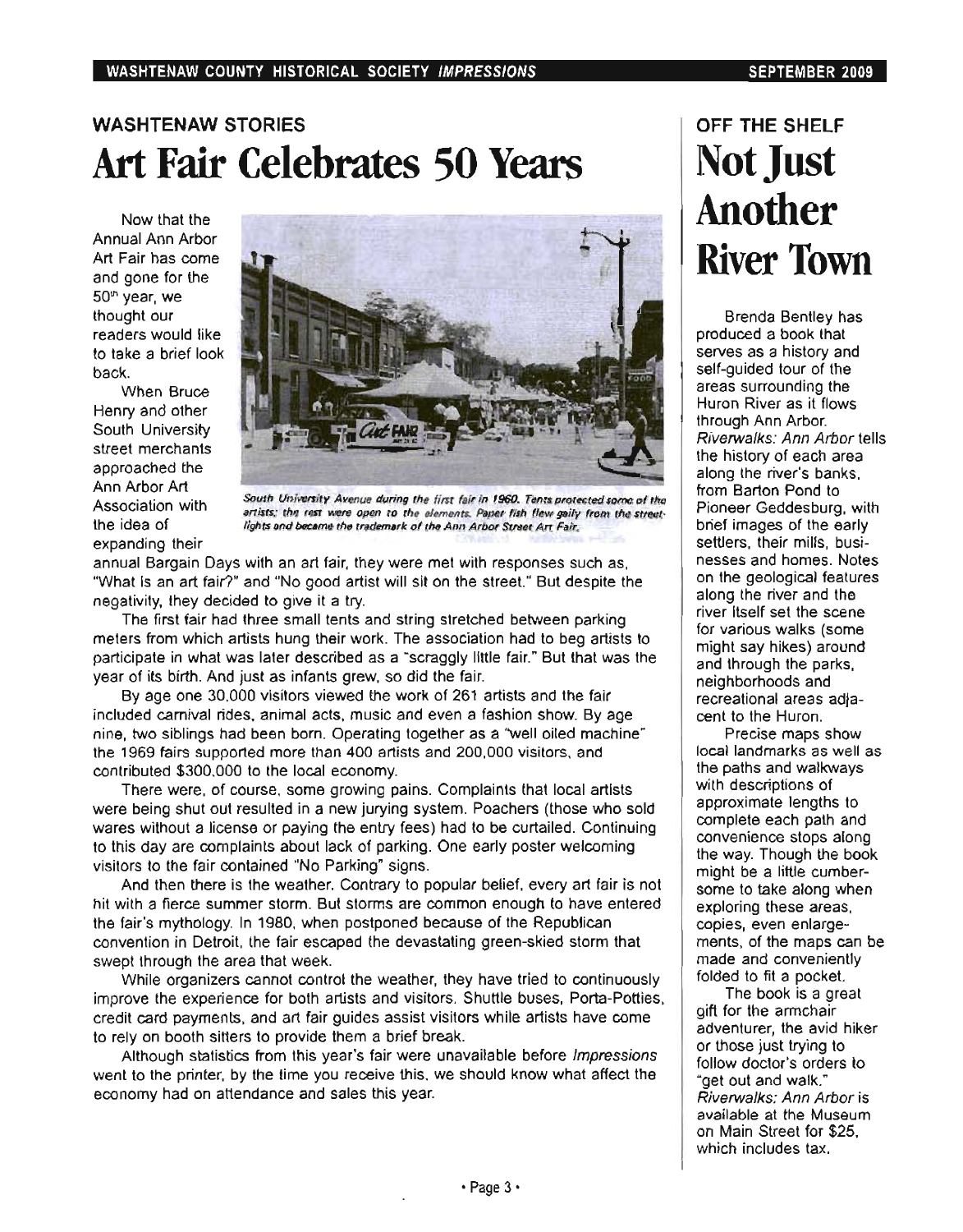## WASHTENAW STORIES

# Art Fair Celebrates 50 Years

Now that the Annual Ann Arbor Art Fair has come and gone for the 50th year, we thought our readers would like to take a brief look back.

When Bruce Henry and other South University street merchants approached the Ann Arbor Art Association with the idea of expanding their annual Bargain Days with an art fair, they were met with responses such as, "What is an art fair?" and "No good artist will sit on the street." But despite the negativity, they decided to give it a try.

*South University Avenue during the first fair in 1960. Tents protected some of the artists; the rest were open to the elements. Paper fish flew gaily from the streetlights and became the trademark of the Ann Arbor Street Art Fair.*

The first fair had three small tents and string stretched between parking meters from which artists hung their work. The association had to beg artists to participate in what was later described as a "scraggly little fair." But that was the year of its birth. And just as infants grew, so did the fair.

By age one 30,000 visitors viewed the work of 261 artists and the fair included carnival rides, animal acts, music and even a fashion show. By age nine, two siblings had been born. Operating together as a "well oiled machine" the 1969 fairs supported more than 400 artists and 200,000 visitors, and contributed $300,000 to the local economy.

There were, of course, some growing pains. Complaints that local artists were being shut out resulted in a new jurying system. Poachers (those who sold wares without a license or paying the entry fees) had to be curtailed. Continuing to this day are complaints about lack of parking. One early poster welcoming visitors to the fair contained "No Parking" signs.

And then there is the weather. Contrary to popular belief, every art fair is not hit with a fierce summer storm. But storms are common enough to have entered the fair's mythology. In 1980, when postponed because of the Republican convention in Detroit, the fair escaped the devastating green-skied storm that swept through the area that week.

While organizers cannot control the weather, they have tried to continuously improve the experience for both artists and visitors. Shuttle buses, Porta-Potties, credit card payments, and art fair guides assist visitors while artists have come to rely on booth sitters to provide them a brief break.

Although statistics from this year's fair were unavailable before *Impressions* went to the printer, by the time you receive this, we should know what affect the economy had on attendance and sales this year.

## OFF THE SHELF

# Not Just Another River Town

Brenda Bentley has produced a book that serves as a history and self-guided tour of the areas surrounding the Huron River as it flows through Ann Arbor. *Riverwalks: Ann Arbor* tells the history of each area along the river's banks, from Barton Pond to Pioneer Geddesburg, with brief images of the early settlers, their mills, businesses and homes. Notes on the geological features along the river and the river itself set the scene for various walks (some might say hikes) around and through the parks, neighborhoods and recreational areas adjacent to the Huron.

Precise maps show local landmarks as well as the paths and walkways with descriptions of approximate lengths to complete each path and convenience stops along the way. Though the book might be a little cumbersome to take along when exploring these areas, copies, even enlargements, of the maps can be made and conveniently folded to fit a pocket.

The book is a great gift for the armchair adventurer, the avid hiker or those just trying to follow doctor's orders to "get out and walk." *Riverwalks: Ann Arbor* is available at the Museum on Main Street for $25, which includes tax.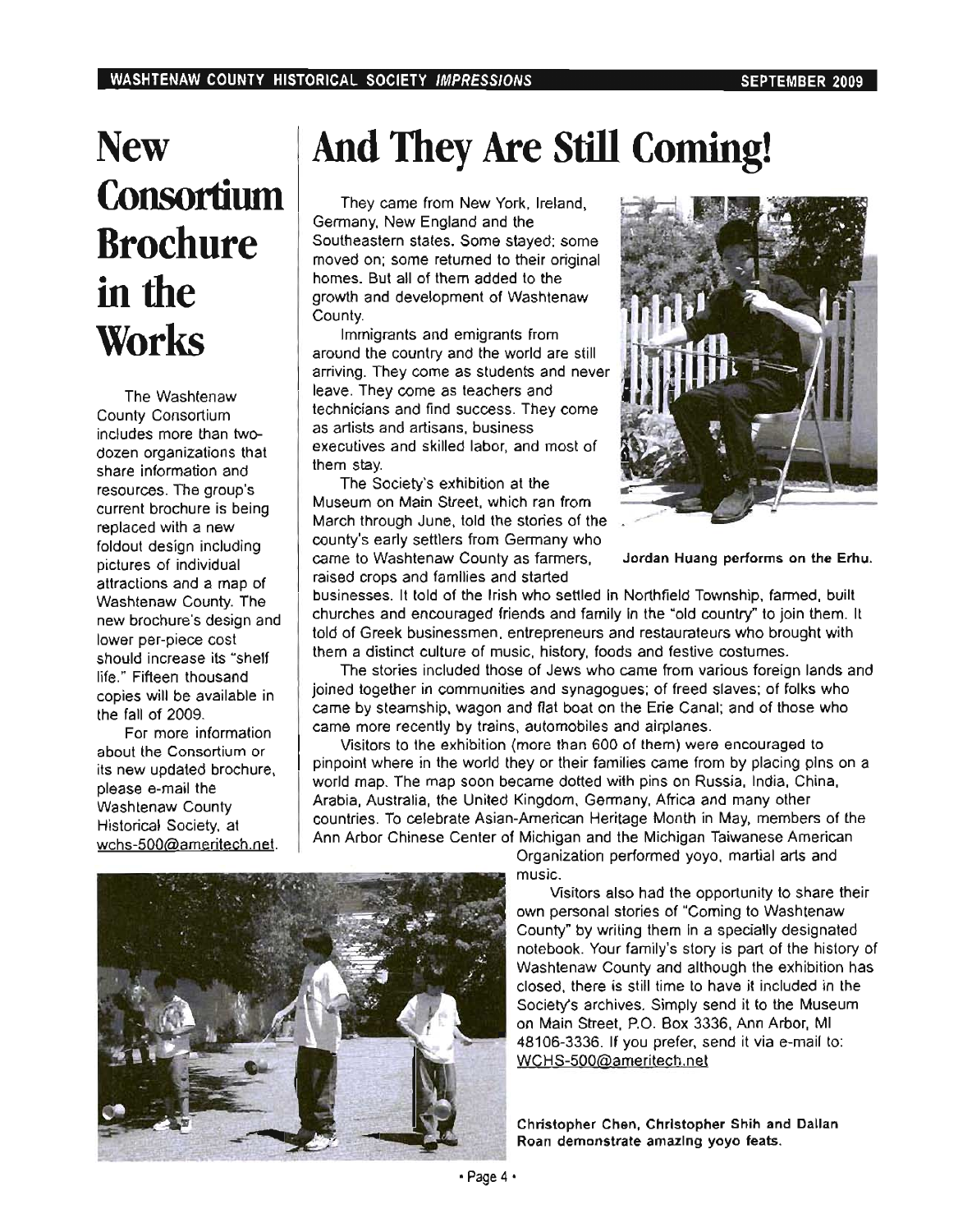# New Consortium Brochure in the Works

The Washtenaw County Consortium includes more than two-dozen organizations that share information and resources. The group's current brochure is being replaced with a new foldout design including pictures of individual attractions and a map of Washtenaw County. The new brochure's design and lower per-piece cost should increase its "shelf life." Fifteen thousand copies will be available in the fall of 2009.

For more information about the Consortium or its new updated brochure, please e-mail the Washtenaw County Historical Society, at wchs-500@ameritech.net.

# And They Are Still Coming!

They came from New York, Ireland, Germany, New England and the Southeastern states. Some stayed; some moved on; some returned to their original homes. But all of them added to the growth and development of Washtenaw County.

Immigrants and emigrants from around the country and the world are still arriving. They come as students and never leave. They come as teachers and technicians and find success. They come as artists and artisans, business executives and skilled labor, and most of them stay.

The Society's exhibition at the Museum on Main Street, which ran from March through June, told the stories of the county's early settlers from Germany who came to Washtenaw County as farmers, raised crops and families and started businesses. It told of the Irish who settled in Northfield Township, farmed, built churches and encouraged friends and family in the "old country" to join them. It told of Greek businessmen, entrepreneurs and restaurateurs who brought with them a distinct culture of music, history, foods and festive costumes.

Jordan Huang performs on the Erhu.

The stories included those of Jews who came from various foreign lands and joined together in communities and synagogues; of freed slaves; of folks who came by steamship, wagon and flat boat on the Erie Canal; and of those who came more recently by trains, automobiles and airplanes.

Visitors to the exhibition (more than 600 of them) were encouraged to pinpoint where in the world they or their families came from by placing pins on a world map. The map soon became dotted with pins on Russia, India, China, Arabia, Australia, the United Kingdom, Germany, Africa and many other countries. To celebrate Asian-American Heritage Month in May, members of the Ann Arbor Chinese Center of Michigan and the Michigan Taiwanese American Organization performed yoyo, martial arts and music.

Visitors also had the opportunity to share their own personal stories of "Coming to Washtenaw County" by writing them in a specially designated notebook. Your family's story is part of the history of Washtenaw County and although the exhibition has closed, there is still time to have it included in the Society's archives. Simply send it to the Museum on Main Street, P.O. Box 3336, Ann Arbor, MI 48106-3336. If you prefer, send it via e-mail to: WCHS-500@ameritech.net

Christopher Chen, Christopher Shih and Dallan Roan demonstrate amazing yoyo feats.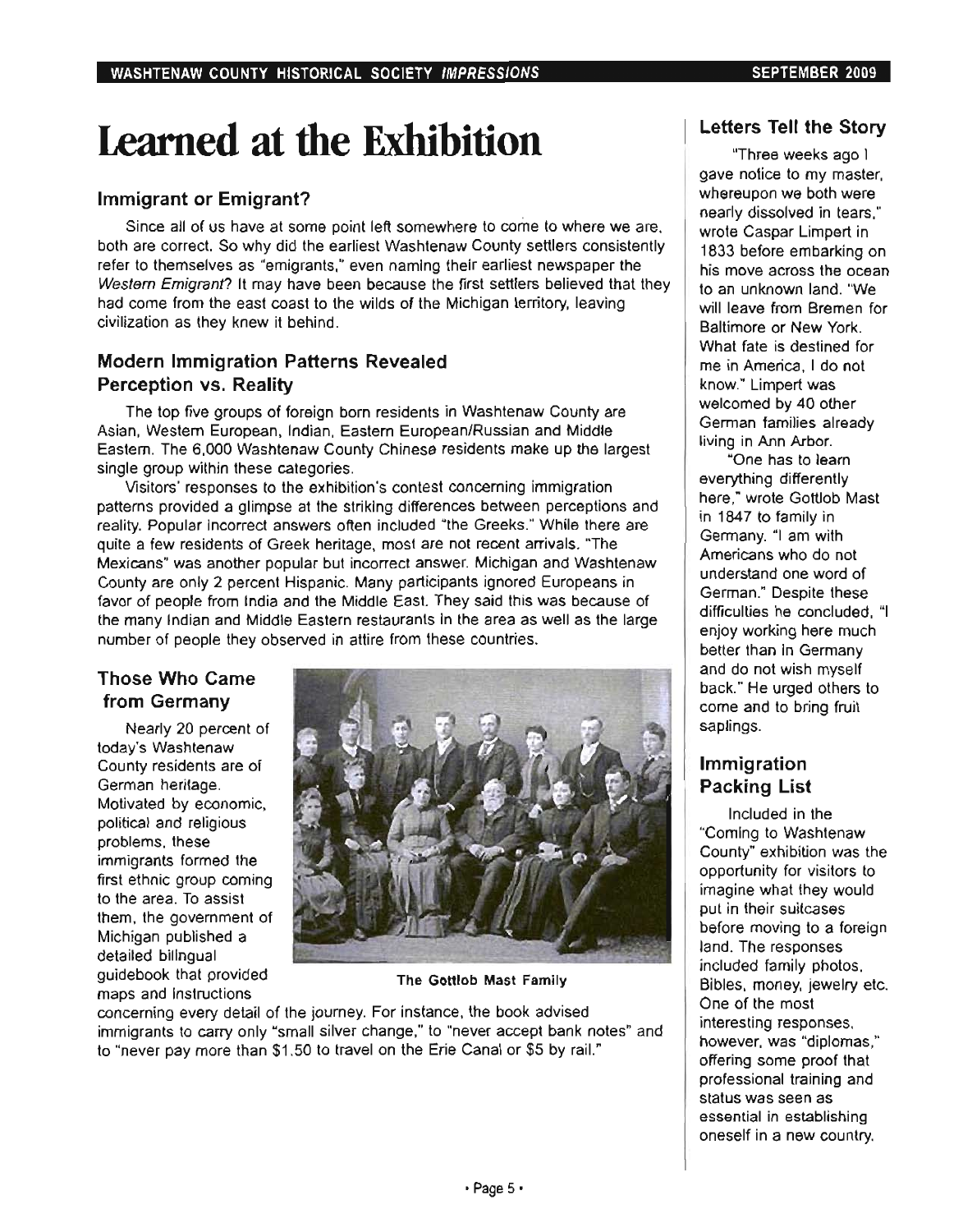# Learned at the Exhibition

## Immigrant or Emigrant?

Since all of us have at some point left somewhere to come to where we are, both are correct. So why did the earliest Washtenaw County settlers consistently refer to themselves as "emigrants," even naming their earliest newspaper the *Western Emigrant*? It may have been because the first settlers believed that they had come from the east coast to the wilds of the Michigan territory, leaving civilization as they knew it behind.

## Modern Immigration Patterns Revealed Perception vs. Reality

The top five groups of foreign born residents in Washtenaw County are Asian, Western European, Indian, Eastern European/Russian and Middle Eastern. The 6,000 Washtenaw County Chinese residents make up the largest single group within these categories.

Visitors' responses to the exhibition's contest concerning immigration patterns provided a glimpse at the striking differences between perceptions and reality. Popular incorrect answers often included "the Greeks." While there are quite a few residents of Greek heritage, most are not recent arrivals. "The Mexicans" was another popular but incorrect answer. Michigan and Washtenaw County are only 2 percent Hispanic. Many participants ignored Europeans in favor of people from India and the Middle East. They said this was because of the many Indian and Middle Eastern restaurants in the area as well as the large number of people they observed in attire from these countries.

## Those Who Came from Germany

Nearly 20 percent of today's Washtenaw County residents are of German heritage. Motivated by economic, political and religious problems, these immigrants formed the first ethnic group coming to the area. To assist them, the government of Michigan published a detailed bilingual guidebook that provided maps and instructions concerning every detail of the journey. For instance, the book advised immigrants to carry only "small silver change," to "never accept bank notes" and to "never pay more than $1.50 to travel on the Erie Canal or $5 by rail."

The Gottlob Mast Family

## Letters Tell the Story

"Three weeks ago I gave notice to my master, whereupon we both were nearly dissolved in tears," wrote Caspar Limpert in 1833 before embarking on his move across the ocean to an unknown land. "We will leave from Bremen for Baltimore or New York. What fate is destined for me in America, I do not know." Limpert was welcomed by 40 other German families already living in Ann Arbor.

"One has to learn everything differently here," wrote Gottlob Mast in 1847 to family in Germany. "I am with Americans who do not understand one word of German." Despite these difficulties he concluded, "I enjoy working here much better than in Germany and do not wish myself back." He urged others to come and to bring fruit saplings.

## Immigration Packing List

Included in the "Coming to Washtenaw County" exhibition was the opportunity for visitors to imagine what they would put in their suitcases before moving to a foreign land. The responses included family photos, Bibles, money, jewelry etc. One of the most interesting responses, however, was "diplomas," offering some proof that professional training and status was seen as essential in establishing oneself in a new country.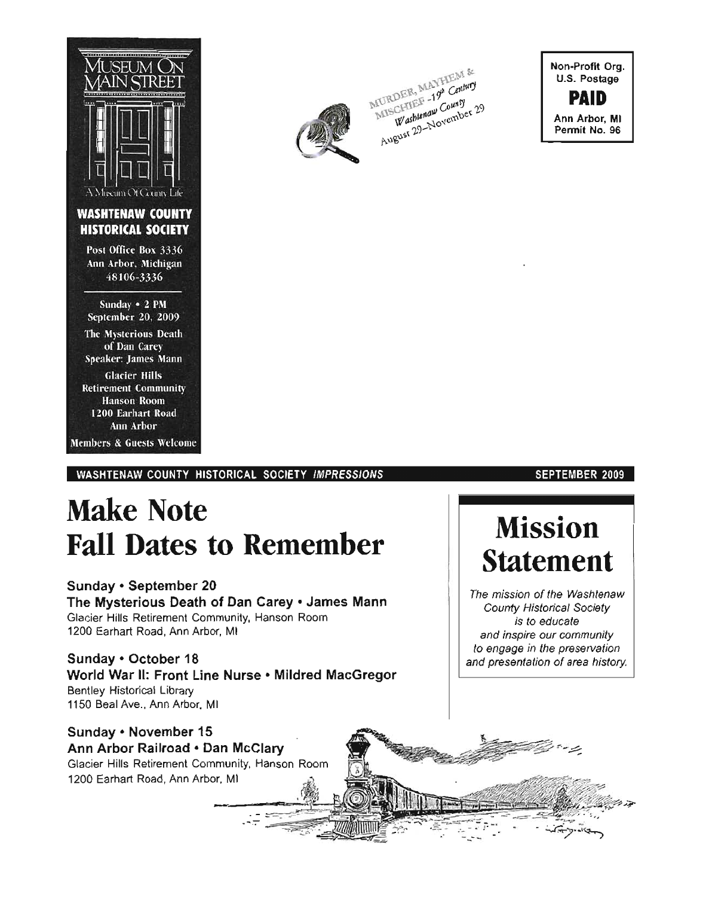MUSEUM ON MAIN STREET

A Museum Of County Life

**WASHTENAW COUNTY HISTORICAL SOCIETY**

Post Office Box 3336
Ann Arbor, Michigan
48106-3336

Sunday • 2 PM
September 20, 2009

The Mysterious Death of Dan Carey
Speaker: James Mann

Glacier Hills Retirement Community
Hanson Room
1200 Earhart Road
Ann Arbor

Members & Guests Welcome

MURDER, MAYHEM & MISCHIEF - 19th Century Washtenaw County
August 29–November 29

Non-Profit Org.
U.S. Postage
**PAID**
Ann Arbor, MI
Permit No. 96

WASHTENAW COUNTY HISTORICAL SOCIETY *IMPRESSIONS* SEPTEMBER 2009

# Make Note Fall Dates to Remember

**Sunday • September 20**
**The Mysterious Death of Dan Carey • James Mann**
Glacier Hills Retirement Community, Hanson Room
1200 Earhart Road, Ann Arbor, MI

**Sunday • October 18**
**World War II: Front Line Nurse • Mildred MacGregor**
Bentley Historical Library
1150 Beal Ave., Ann Arbor, MI

**Sunday • November 15**
**Ann Arbor Railroad • Dan McClary**
Glacier Hills Retirement Community, Hanson Room
1200 Earhart Road, Ann Arbor, MI

# Mission Statement

*The mission of the Washtenaw County Historical Society is to educate and inspire our community to engage in the preservation and presentation of area history.*